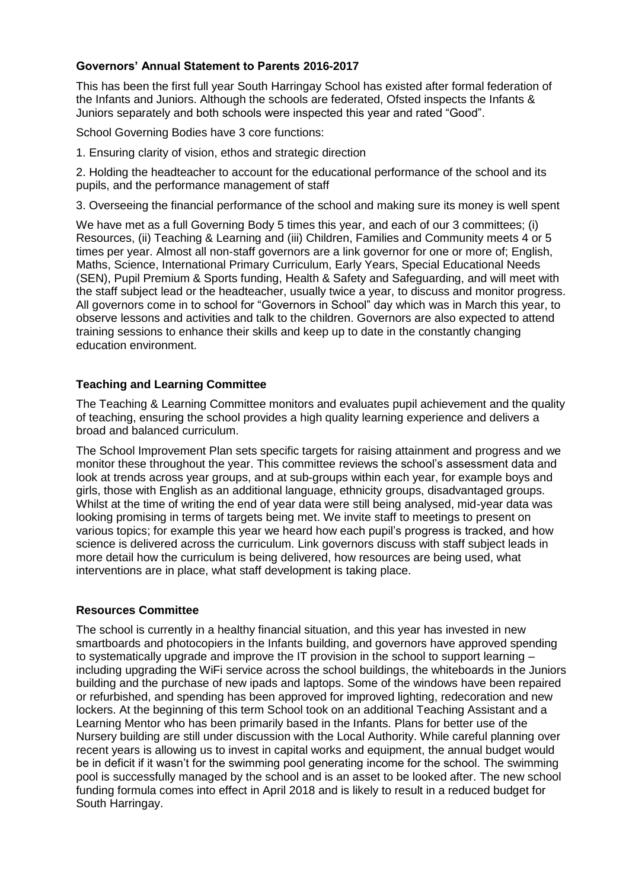### Governors' Annual Statement to Parents 2016-2017

This has been the first full year South Harringay School has existed after formal federation of the Infants and Juniors. Although the schools are federated, Ofsted inspects the Infants & Juniors separately and both schools were inspected this year and rated "Good".

School Governing Bodies have 3 core functions:

1. Ensuring clarity of vision, ethos and strategic direction

2. Holding the headteacher to account for the educational performance of the school and its pupils, and the performance management of staff

3. Overseeing the financial performance of the school and making sure its money is well spent

We have met as a full Governing Body 5 times this year, and each of our 3 committees; (i) Resources, (ii) Teaching & Learning and (iii) Children, Families and Community meets 4 or 5 times per year. Almost all non-staff governors are a link governor for one or more of; English, Maths, Science, International Primary Curriculum, Early Years, Special Educational Needs (SEN), Pupil Premium & Sports funding, Health & Safety and Safeguarding, and will meet with the staff subject lead or the headteacher, usually twice a year, to discuss and monitor progress. All governors come in to school for "Governors in School" day which was in March this year, to observe lessons and activities and talk to the children. Governors are also expected to attend training sessions to enhance their skills and keep up to date in the constantly changing education environment.

### Teaching and Learning Committee

The Teaching & Learning Committee monitors and evaluates pupil achievement and the quality of teaching, ensuring the school provides a high quality learning experience and delivers a broad and balanced curriculum.

The School Improvement Plan sets specific targets for raising attainment and progress and we monitor these throughout the year. This committee reviews the school's assessment data and look at trends across year groups, and at sub-groups within each year, for example boys and girls, those with English as an additional language, ethnicity groups, disadvantaged groups. Whilst at the time of writing the end of year data were still being analysed, mid-year data was looking promising in terms of targets being met. We invite staff to meetings to present on various topics; for example this year we heard how each pupil's progress is tracked, and how science is delivered across the curriculum. Link governors discuss with staff subject leads in more detail how the curriculum is being delivered, how resources are being used, what interventions are in place, what staff development is taking place.

### Resources Committee

The school is currently in a healthy financial situation, and this year has invested in new smartboards and photocopiers in the Infants building, and governors have approved spending to systematically upgrade and improve the IT provision in the school to support learning – including upgrading the WiFi service across the school buildings, the whiteboards in the Juniors building and the purchase of new ipads and laptops. Some of the windows have been repaired or refurbished, and spending has been approved for improved lighting, redecoration and new lockers. At the beginning of this term School took on an additional Teaching Assistant and a Learning Mentor who has been primarily based in the Infants. Plans for better use of the Nursery building are still under discussion with the Local Authority. While careful planning over recent years is allowing us to invest in capital works and equipment, the annual budget would be in deficit if it wasn't for the swimming pool generating income for the school. The swimming pool is successfully managed by the school and is an asset to be looked after. The new school funding formula comes into effect in April 2018 and is likely to result in a reduced budget for South Harringay.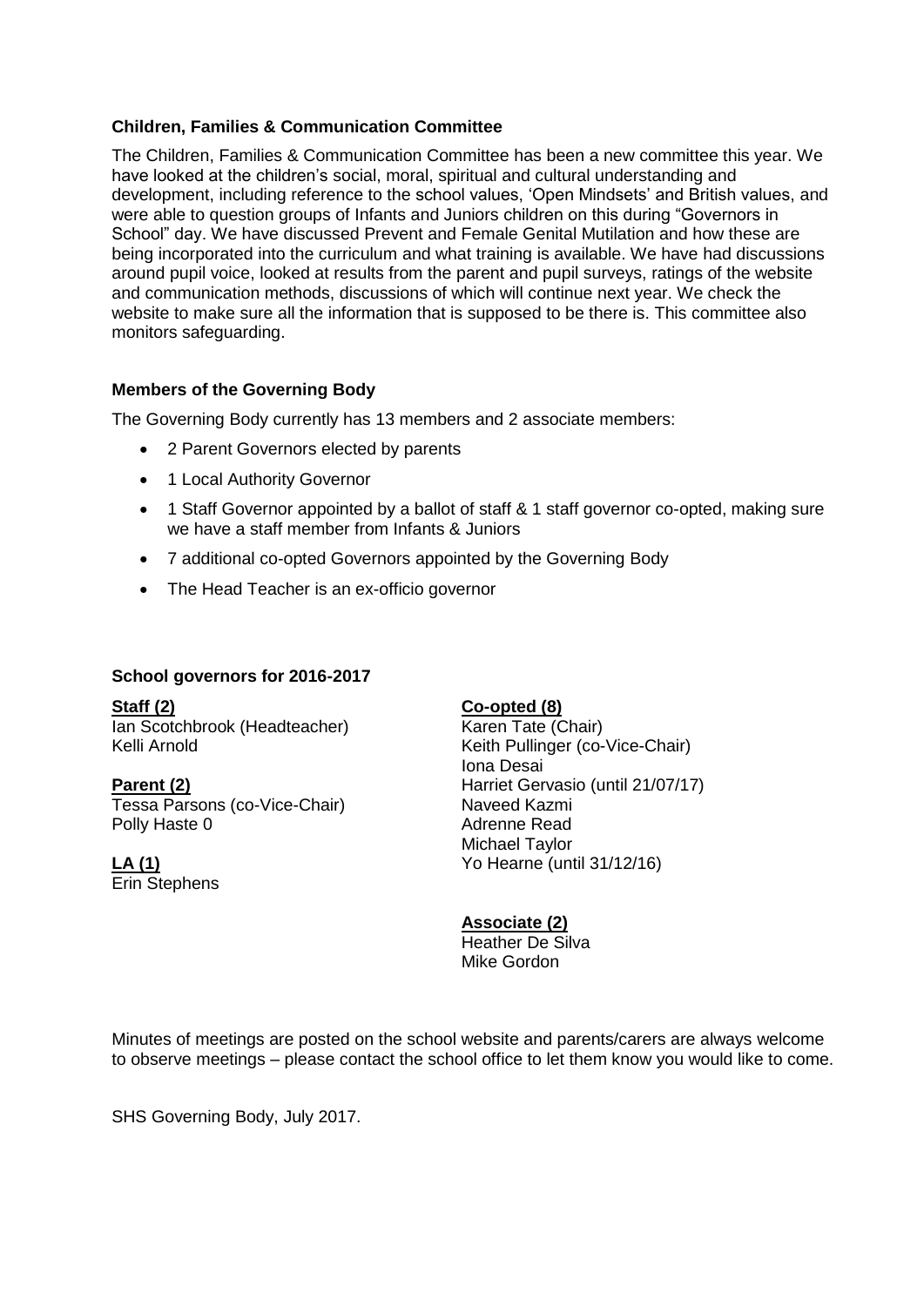**Children, Families & Communication Committee**

The Children, Families & Communication Committee has been a new committee this year. We have looked at the children's social, moral, spiritual and cultural understanding and development, including reference to the school values, 'Open Mindsets' and British values, and were able to question groups of Infants and Juniors children on this during "Governors in School" day. We have discussed Prevent and Female Genital Mutilation and how these are being incorporated into the curriculum and what training is available. We have had discussions around pupil voice, looked at results from the parent and pupil surveys, ratings of the website and communication methods, discussions of which will continue next year. We check the website to make sure all the information that is supposed to be there is. This committee also monitors safeguarding.

**Members of the Governing Body**

The Governing Body currently has 13 members and 2 associate members:

- 2 Parent Governors elected by parents
- 1 Local Authority Governor
- 1 Staff Governor appointed by a ballot of staff & 1 staff governor co-opted, making sure we have a staff member from Infants & Juniors
- 7 additional co-opted Governors appointed by the Governing Body
- The Head Teacher is an ex-officio governor

**School governors for 2016-2017**

**Staff (2)**
Ian Scotchbrook (Headteacher)
Kelli Arnold

**Parent (2)**
Tessa Parsons (co-Vice-Chair)
Polly Haste 0

**LA (1)**
Erin Stephens

**Co-opted (8)**
Karen Tate (Chair)
Keith Pullinger (co-Vice-Chair)
Iona Desai
Harriet Gervasio (until 21/07/17)
Naveed Kazmi
Adrenne Read
Michael Taylor
Yo Hearne (until 31/12/16)

**Associate (2)**
Heather De Silva
Mike Gordon

Minutes of meetings are posted on the school website and parents/carers are always welcome to observe meetings – please contact the school office to let them know you would like to come.

SHS Governing Body, July 2017.